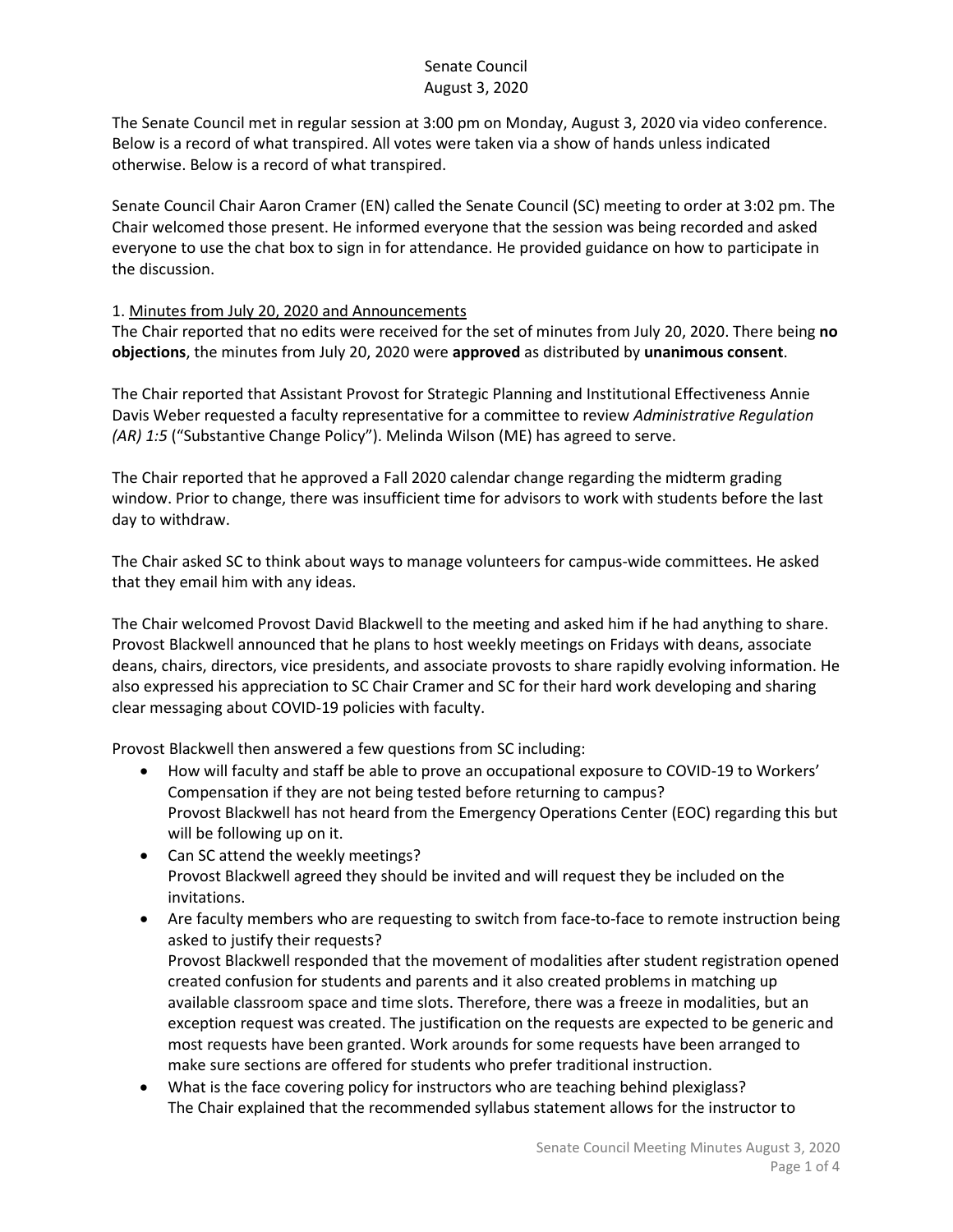# Senate Council
## August 3, 2020

The Senate Council met in regular session at 3:00 pm on Monday, August 3, 2020 via video conference. Below is a record of what transpired. All votes were taken via a show of hands unless indicated otherwise. Below is a record of what transpired.

Senate Council Chair Aaron Cramer (EN) called the Senate Council (SC) meeting to order at 3:02 pm. The Chair welcomed those present. He informed everyone that the session was being recorded and asked everyone to use the chat box to sign in for attendance. He provided guidance on how to participate in the discussion.

1. Minutes from July 20, 2020 and Announcements

The Chair reported that no edits were received for the set of minutes from July 20, 2020. There being **no objections**, the minutes from July 20, 2020 were **approved** as distributed by **unanimous consent**.

The Chair reported that Assistant Provost for Strategic Planning and Institutional Effectiveness Annie Davis Weber requested a faculty representative for a committee to review *Administrative Regulation (AR) 1:5* ("Substantive Change Policy"). Melinda Wilson (ME) has agreed to serve.

The Chair reported that he approved a Fall 2020 calendar change regarding the midterm grading window. Prior to change, there was insufficient time for advisors to work with students before the last day to withdraw.

The Chair asked SC to think about ways to manage volunteers for campus-wide committees. He asked that they email him with any ideas.

The Chair welcomed Provost David Blackwell to the meeting and asked him if he had anything to share. Provost Blackwell announced that he plans to host weekly meetings on Fridays with deans, associate deans, chairs, directors, vice presidents, and associate provosts to share rapidly evolving information. He also expressed his appreciation to SC Chair Cramer and SC for their hard work developing and sharing clear messaging about COVID-19 policies with faculty.

Provost Blackwell then answered a few questions from SC including:

- How will faculty and staff be able to prove an occupational exposure to COVID-19 to Workers' Compensation if they are not being tested before returning to campus?
  Provost Blackwell has not heard from the Emergency Operations Center (EOC) regarding this but will be following up on it.
- Can SC attend the weekly meetings?
  Provost Blackwell agreed they should be invited and will request they be included on the invitations.
- Are faculty members who are requesting to switch from face-to-face to remote instruction being asked to justify their requests?
  Provost Blackwell responded that the movement of modalities after student registration opened created confusion for students and parents and it also created problems in matching up available classroom space and time slots. Therefore, there was a freeze in modalities, but an exception request was created. The justification on the requests are expected to be generic and most requests have been granted. Work arounds for some requests have been arranged to make sure sections are offered for students who prefer traditional instruction.
- What is the face covering policy for instructors who are teaching behind plexiglass?
  The Chair explained that the recommended syllabus statement allows for the instructor to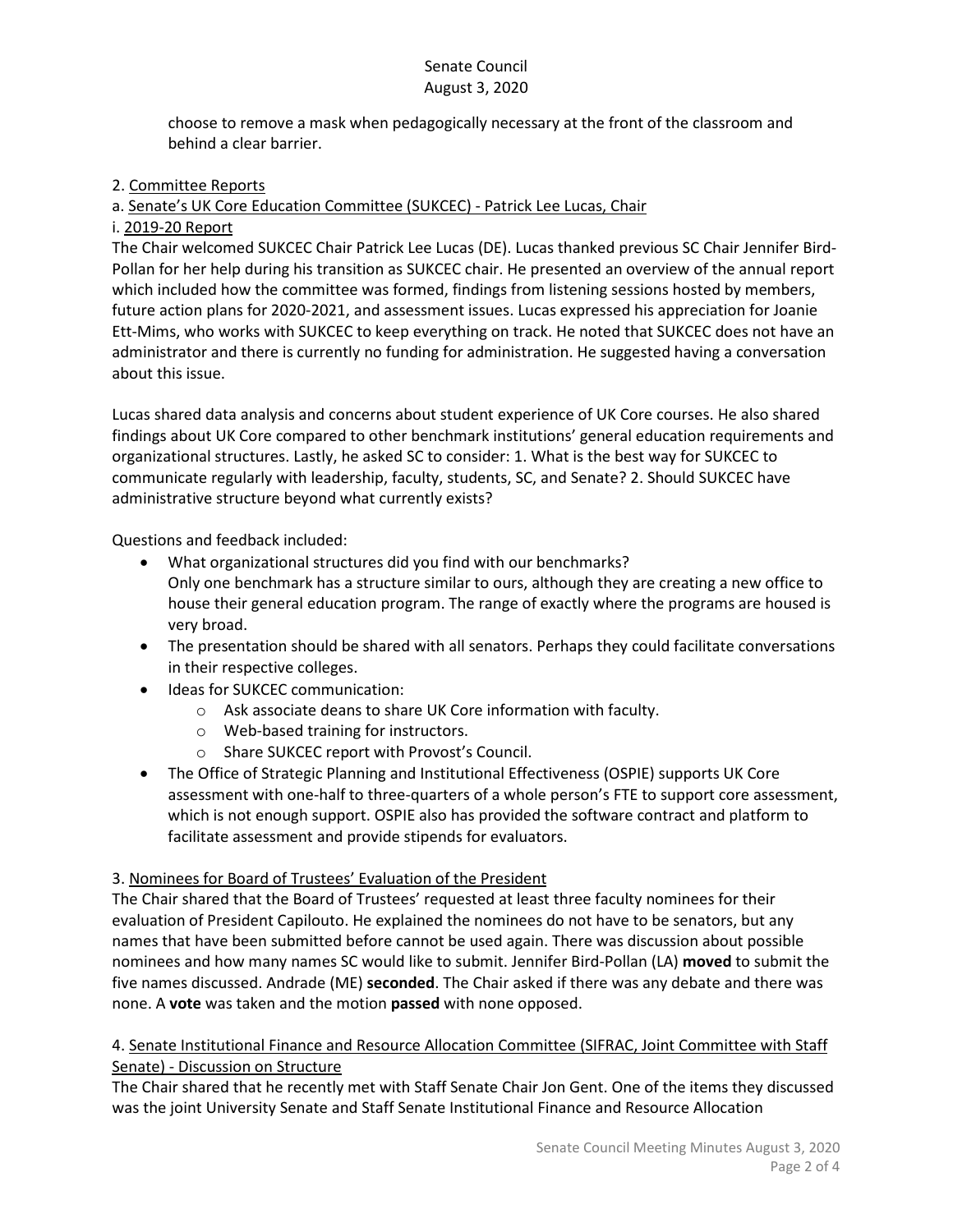choose to remove a mask when pedagogically necessary at the front of the classroom and behind a clear barrier.

2. Committee Reports

a. Senate's UK Core Education Committee (SUKCEC) - Patrick Lee Lucas, Chair

i. 2019-20 Report

The Chair welcomed SUKCEC Chair Patrick Lee Lucas (DE). Lucas thanked previous SC Chair Jennifer Bird-Pollan for her help during his transition as SUKCEC chair. He presented an overview of the annual report which included how the committee was formed, findings from listening sessions hosted by members, future action plans for 2020-2021, and assessment issues. Lucas expressed his appreciation for Joanie Ett-Mims, who works with SUKCEC to keep everything on track. He noted that SUKCEC does not have an administrator and there is currently no funding for administration. He suggested having a conversation about this issue.

Lucas shared data analysis and concerns about student experience of UK Core courses. He also shared findings about UK Core compared to other benchmark institutions' general education requirements and organizational structures. Lastly, he asked SC to consider: 1. What is the best way for SUKCEC to communicate regularly with leadership, faculty, students, SC, and Senate? 2. Should SUKCEC have administrative structure beyond what currently exists?

Questions and feedback included:

- What organizational structures did you find with our benchmarks?
  Only one benchmark has a structure similar to ours, although they are creating a new office to house their general education program. The range of exactly where the programs are housed is very broad.
- The presentation should be shared with all senators. Perhaps they could facilitate conversations in their respective colleges.
- Ideas for SUKCEC communication:
  - Ask associate deans to share UK Core information with faculty.
  - Web-based training for instructors.
  - Share SUKCEC report with Provost's Council.
- The Office of Strategic Planning and Institutional Effectiveness (OSPIE) supports UK Core assessment with one-half to three-quarters of a whole person's FTE to support core assessment, which is not enough support. OSPIE also has provided the software contract and platform to facilitate assessment and provide stipends for evaluators.

3. Nominees for Board of Trustees' Evaluation of the President

The Chair shared that the Board of Trustees' requested at least three faculty nominees for their evaluation of President Capilouto. He explained the nominees do not have to be senators, but any names that have been submitted before cannot be used again. There was discussion about possible nominees and how many names SC would like to submit. Jennifer Bird-Pollan (LA) **moved** to submit the five names discussed. Andrade (ME) **seconded**. The Chair asked if there was any debate and there was none. A **vote** was taken and the motion **passed** with none opposed.

4. Senate Institutional Finance and Resource Allocation Committee (SIFRAC, Joint Committee with Staff Senate) - Discussion on Structure

The Chair shared that he recently met with Staff Senate Chair Jon Gent. One of the items they discussed was the joint University Senate and Staff Senate Institutional Finance and Resource Allocation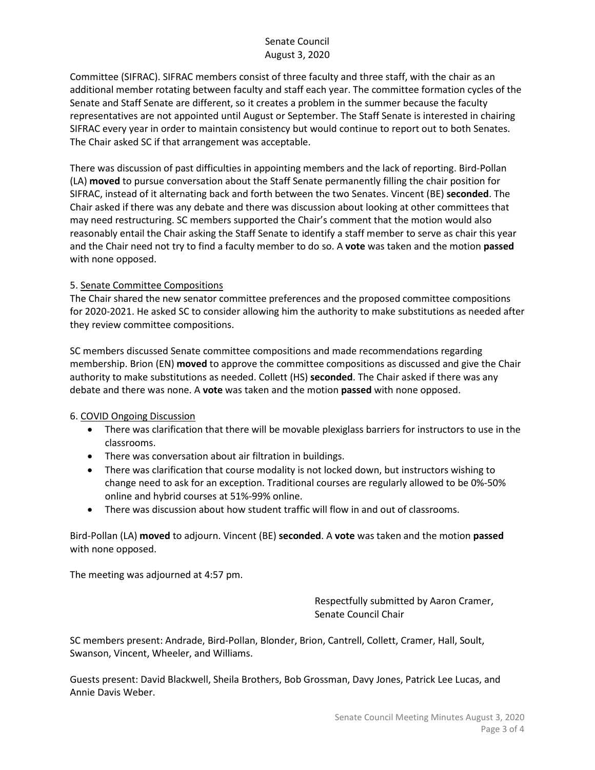Committee (SIFRAC). SIFRAC members consist of three faculty and three staff, with the chair as an additional member rotating between faculty and staff each year. The committee formation cycles of the Senate and Staff Senate are different, so it creates a problem in the summer because the faculty representatives are not appointed until August or September. The Staff Senate is interested in chairing SIFRAC every year in order to maintain consistency but would continue to report out to both Senates. The Chair asked SC if that arrangement was acceptable.

There was discussion of past difficulties in appointing members and the lack of reporting. Bird-Pollan (LA) **moved** to pursue conversation about the Staff Senate permanently filling the chair position for SIFRAC, instead of it alternating back and forth between the two Senates. Vincent (BE) **seconded**. The Chair asked if there was any debate and there was discussion about looking at other committees that may need restructuring. SC members supported the Chair's comment that the motion would also reasonably entail the Chair asking the Staff Senate to identify a staff member to serve as chair this year and the Chair need not try to find a faculty member to do so. A **vote** was taken and the motion **passed** with none opposed.

5. Senate Committee Compositions

The Chair shared the new senator committee preferences and the proposed committee compositions for 2020-2021. He asked SC to consider allowing him the authority to make substitutions as needed after they review committee compositions.

SC members discussed Senate committee compositions and made recommendations regarding membership. Brion (EN) **moved** to approve the committee compositions as discussed and give the Chair authority to make substitutions as needed. Collett (HS) **seconded**. The Chair asked if there was any debate and there was none. A **vote** was taken and the motion **passed** with none opposed.

6. COVID Ongoing Discussion

- There was clarification that there will be movable plexiglass barriers for instructors to use in the classrooms.
- There was conversation about air filtration in buildings.
- There was clarification that course modality is not locked down, but instructors wishing to change need to ask for an exception. Traditional courses are regularly allowed to be 0%-50% online and hybrid courses at 51%-99% online.
- There was discussion about how student traffic will flow in and out of classrooms.

Bird-Pollan (LA) **moved** to adjourn. Vincent (BE) **seconded**. A **vote** was taken and the motion **passed** with none opposed.

The meeting was adjourned at 4:57 pm.

Respectfully submitted by Aaron Cramer,
Senate Council Chair

SC members present: Andrade, Bird-Pollan, Blonder, Brion, Cantrell, Collett, Cramer, Hall, Soult, Swanson, Vincent, Wheeler, and Williams.

Guests present: David Blackwell, Sheila Brothers, Bob Grossman, Davy Jones, Patrick Lee Lucas, and Annie Davis Weber.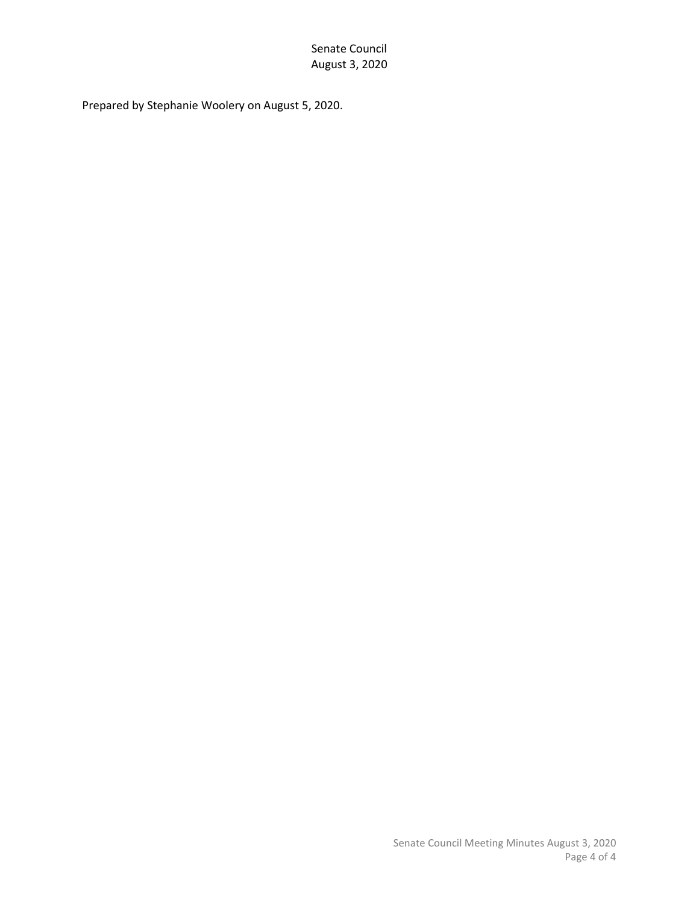Prepared by Stephanie Woolery on August 5, 2020.